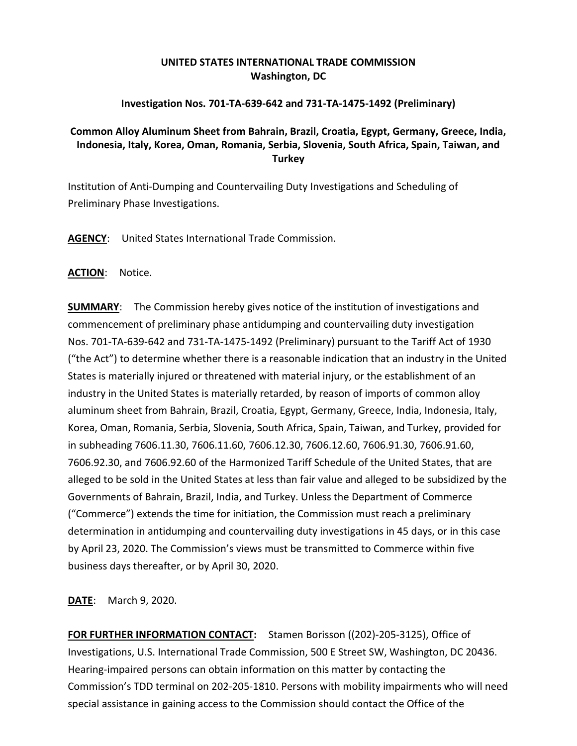**UNITED STATES INTERNATIONAL TRADE COMMISSION**
**Washington, DC**

**Investigation Nos. 701-TA-639-642 and 731-TA-1475-1492 (Preliminary)**

**Common Alloy Aluminum Sheet from Bahrain, Brazil, Croatia, Egypt, Germany, Greece, India, Indonesia, Italy, Korea, Oman, Romania, Serbia, Slovenia, South Africa, Spain, Taiwan, and Turkey**

Institution of Anti-Dumping and Countervailing Duty Investigations and Scheduling of Preliminary Phase Investigations.

**AGENCY**: United States International Trade Commission.

**ACTION**: Notice.

**SUMMARY**: The Commission hereby gives notice of the institution of investigations and commencement of preliminary phase antidumping and countervailing duty investigation Nos. 701-TA-639-642 and 731-TA-1475-1492 (Preliminary) pursuant to the Tariff Act of 1930 ("the Act") to determine whether there is a reasonable indication that an industry in the United States is materially injured or threatened with material injury, or the establishment of an industry in the United States is materially retarded, by reason of imports of common alloy aluminum sheet from Bahrain, Brazil, Croatia, Egypt, Germany, Greece, India, Indonesia, Italy, Korea, Oman, Romania, Serbia, Slovenia, South Africa, Spain, Taiwan, and Turkey, provided for in subheading 7606.11.30, 7606.11.60, 7606.12.30, 7606.12.60, 7606.91.30, 7606.91.60, 7606.92.30, and 7606.92.60 of the Harmonized Tariff Schedule of the United States, that are alleged to be sold in the United States at less than fair value and alleged to be subsidized by the Governments of Bahrain, Brazil, India, and Turkey. Unless the Department of Commerce ("Commerce") extends the time for initiation, the Commission must reach a preliminary determination in antidumping and countervailing duty investigations in 45 days, or in this case by April 23, 2020. The Commission's views must be transmitted to Commerce within five business days thereafter, or by April 30, 2020.

**DATE**: March 9, 2020.

**FOR FURTHER INFORMATION CONTACT:** Stamen Borisson ((202)-205-3125), Office of Investigations, U.S. International Trade Commission, 500 E Street SW, Washington, DC 20436. Hearing-impaired persons can obtain information on this matter by contacting the Commission's TDD terminal on 202-205-1810. Persons with mobility impairments who will need special assistance in gaining access to the Commission should contact the Office of the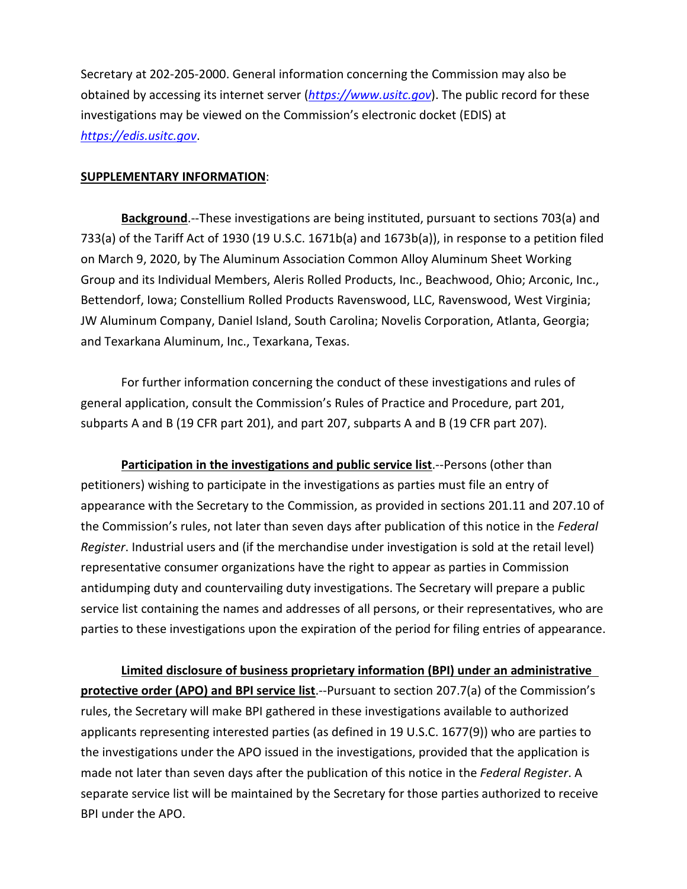Secretary at 202-205-2000. General information concerning the Commission may also be obtained by accessing its internet server (*https://www.usitc.gov*). The public record for these investigations may be viewed on the Commission's electronic docket (EDIS) at *https://edis.usitc.gov*.

**SUPPLEMENTARY INFORMATION**:

**Background**.--These investigations are being instituted, pursuant to sections 703(a) and 733(a) of the Tariff Act of 1930 (19 U.S.C. 1671b(a) and 1673b(a)), in response to a petition filed on March 9, 2020, by The Aluminum Association Common Alloy Aluminum Sheet Working Group and its Individual Members, Aleris Rolled Products, Inc., Beachwood, Ohio; Arconic, Inc., Bettendorf, Iowa; Constellium Rolled Products Ravenswood, LLC, Ravenswood, West Virginia; JW Aluminum Company, Daniel Island, South Carolina; Novelis Corporation, Atlanta, Georgia; and Texarkana Aluminum, Inc., Texarkana, Texas.

For further information concerning the conduct of these investigations and rules of general application, consult the Commission's Rules of Practice and Procedure, part 201, subparts A and B (19 CFR part 201), and part 207, subparts A and B (19 CFR part 207).

**Participation in the investigations and public service list**.--Persons (other than petitioners) wishing to participate in the investigations as parties must file an entry of appearance with the Secretary to the Commission, as provided in sections 201.11 and 207.10 of the Commission's rules, not later than seven days after publication of this notice in the *Federal Register*. Industrial users and (if the merchandise under investigation is sold at the retail level) representative consumer organizations have the right to appear as parties in Commission antidumping duty and countervailing duty investigations. The Secretary will prepare a public service list containing the names and addresses of all persons, or their representatives, who are parties to these investigations upon the expiration of the period for filing entries of appearance.

**Limited disclosure of business proprietary information (BPI) under an administrative protective order (APO) and BPI service list**.--Pursuant to section 207.7(a) of the Commission's rules, the Secretary will make BPI gathered in these investigations available to authorized applicants representing interested parties (as defined in 19 U.S.C. 1677(9)) who are parties to the investigations under the APO issued in the investigations, provided that the application is made not later than seven days after the publication of this notice in the *Federal Register*. A separate service list will be maintained by the Secretary for those parties authorized to receive BPI under the APO.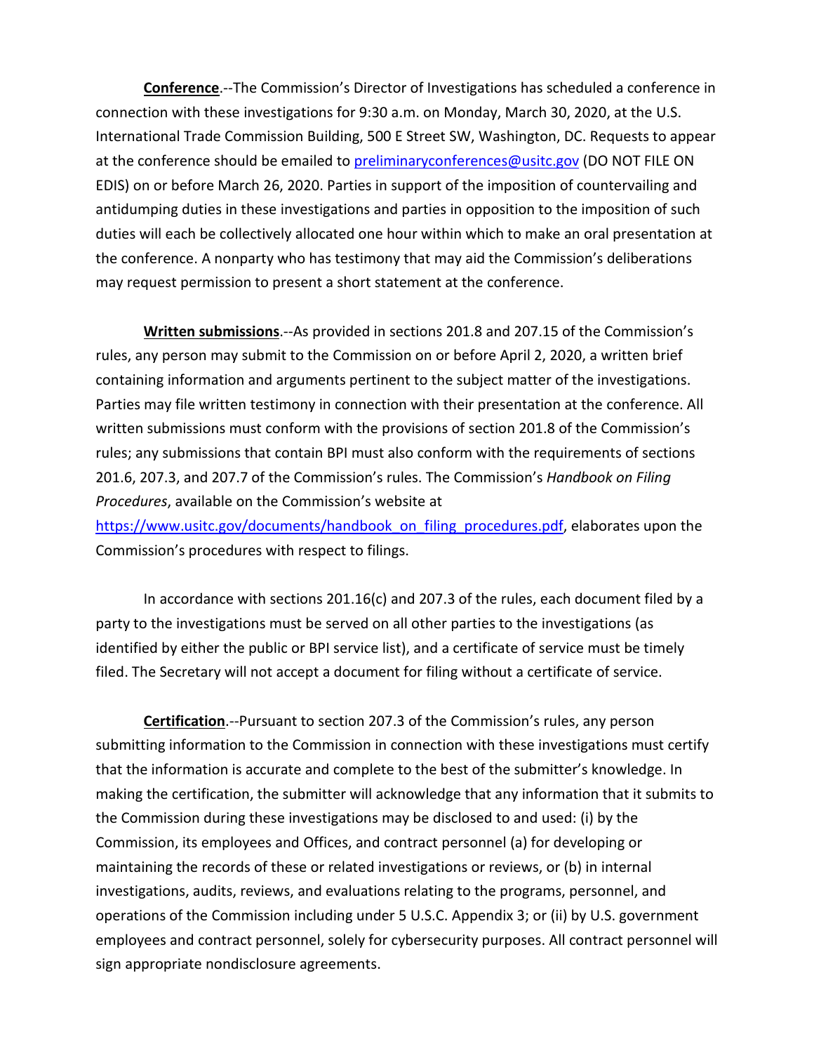**Conference**.--The Commission's Director of Investigations has scheduled a conference in connection with these investigations for 9:30 a.m. on Monday, March 30, 2020, at the U.S. International Trade Commission Building, 500 E Street SW, Washington, DC. Requests to appear at the conference should be emailed to preliminaryconferences@usitc.gov (DO NOT FILE ON EDIS) on or before March 26, 2020. Parties in support of the imposition of countervailing and antidumping duties in these investigations and parties in opposition to the imposition of such duties will each be collectively allocated one hour within which to make an oral presentation at the conference. A nonparty who has testimony that may aid the Commission's deliberations may request permission to present a short statement at the conference.

**Written submissions**.--As provided in sections 201.8 and 207.15 of the Commission's rules, any person may submit to the Commission on or before April 2, 2020, a written brief containing information and arguments pertinent to the subject matter of the investigations. Parties may file written testimony in connection with their presentation at the conference. All written submissions must conform with the provisions of section 201.8 of the Commission's rules; any submissions that contain BPI must also conform with the requirements of sections 201.6, 207.3, and 207.7 of the Commission's rules. The Commission's *Handbook on Filing Procedures*, available on the Commission's website at https://www.usitc.gov/documents/handbook_on_filing_procedures.pdf, elaborates upon the Commission's procedures with respect to filings.

In accordance with sections 201.16(c) and 207.3 of the rules, each document filed by a party to the investigations must be served on all other parties to the investigations (as identified by either the public or BPI service list), and a certificate of service must be timely filed. The Secretary will not accept a document for filing without a certificate of service.

**Certification**.--Pursuant to section 207.3 of the Commission's rules, any person submitting information to the Commission in connection with these investigations must certify that the information is accurate and complete to the best of the submitter's knowledge. In making the certification, the submitter will acknowledge that any information that it submits to the Commission during these investigations may be disclosed to and used: (i) by the Commission, its employees and Offices, and contract personnel (a) for developing or maintaining the records of these or related investigations or reviews, or (b) in internal investigations, audits, reviews, and evaluations relating to the programs, personnel, and operations of the Commission including under 5 U.S.C. Appendix 3; or (ii) by U.S. government employees and contract personnel, solely for cybersecurity purposes. All contract personnel will sign appropriate nondisclosure agreements.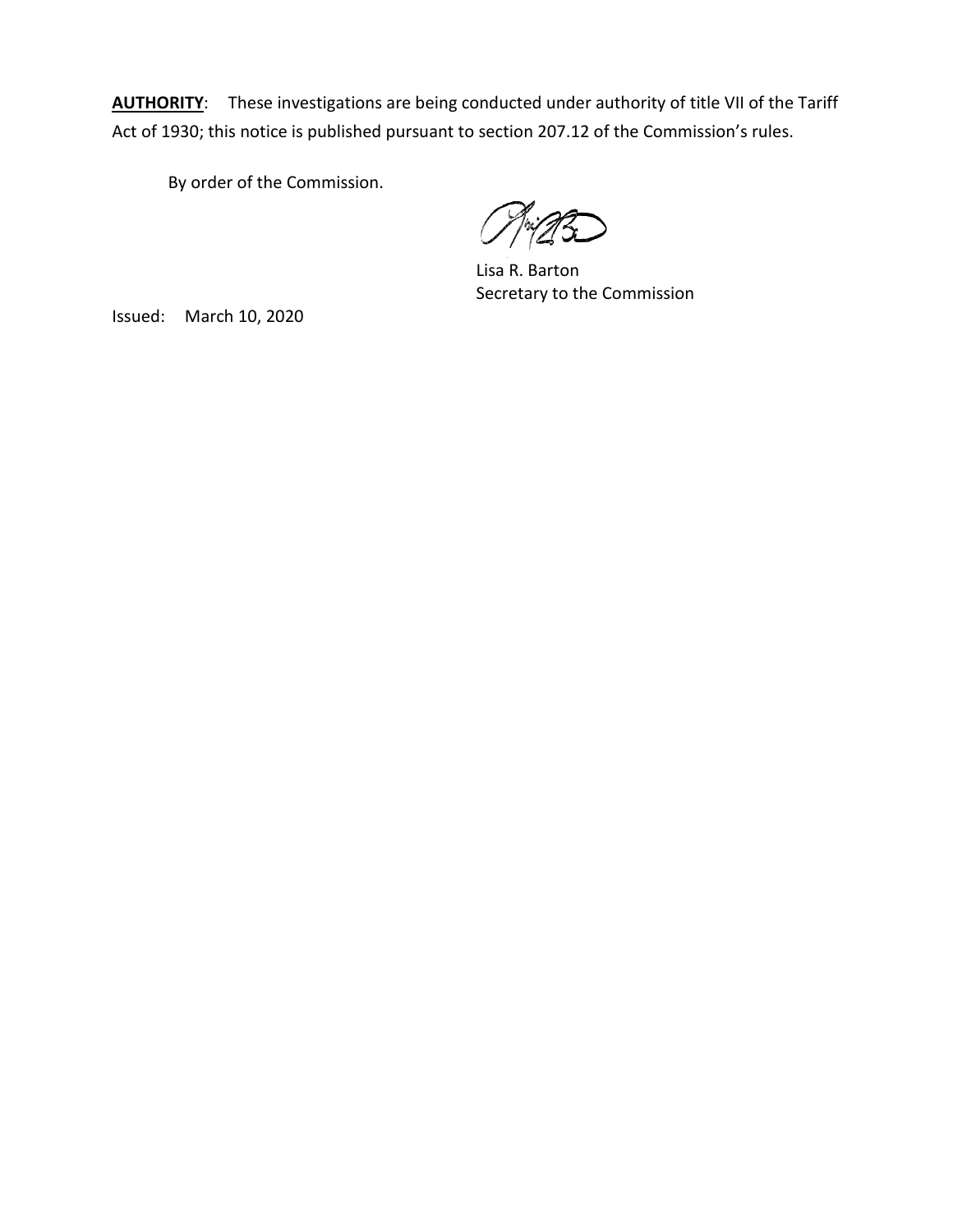**AUTHORITY**: These investigations are being conducted under authority of title VII of the Tariff Act of 1930; this notice is published pursuant to section 207.12 of the Commission's rules.

By order of the Commission.

Lisa R. Barton
Secretary to the Commission

Issued: March 10, 2020